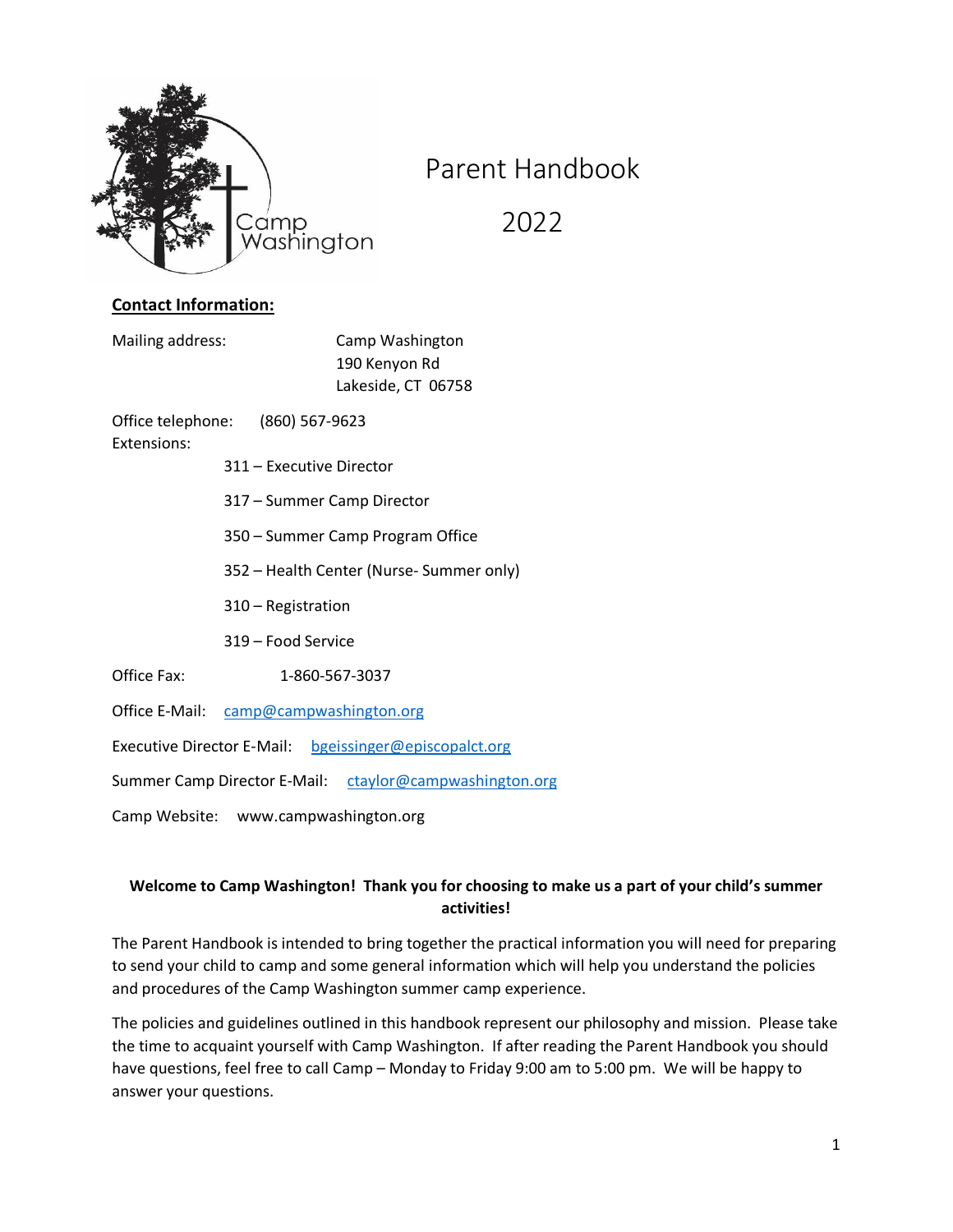# Parent Handbook

# 2022

Camp Washington

**Contact Information:**

Mailing address: Camp Washington
190 Kenyon Rd
Lakeside, CT 06758

Office telephone: (860) 567-9623

Extensions:

- 311 – Executive Director
- 317 – Summer Camp Director
- 350 – Summer Camp Program Office
- 352 – Health Center (Nurse- Summer only)
- 310 – Registration
- 319 – Food Service

Office Fax: 1-860-567-3037

Office E-Mail: camp@campwashington.org

Executive Director E-Mail: bgeissinger@episcopalct.org

Summer Camp Director E-Mail: ctaylor@campwashington.org

Camp Website: www.campwashington.org

**Welcome to Camp Washington! Thank you for choosing to make us a part of your child's summer activities!**

The Parent Handbook is intended to bring together the practical information you will need for preparing to send your child to camp and some general information which will help you understand the policies and procedures of the Camp Washington summer camp experience.

The policies and guidelines outlined in this handbook represent our philosophy and mission. Please take the time to acquaint yourself with Camp Washington. If after reading the Parent Handbook you should have questions, feel free to call Camp – Monday to Friday 9:00 am to 5:00 pm. We will be happy to answer your questions.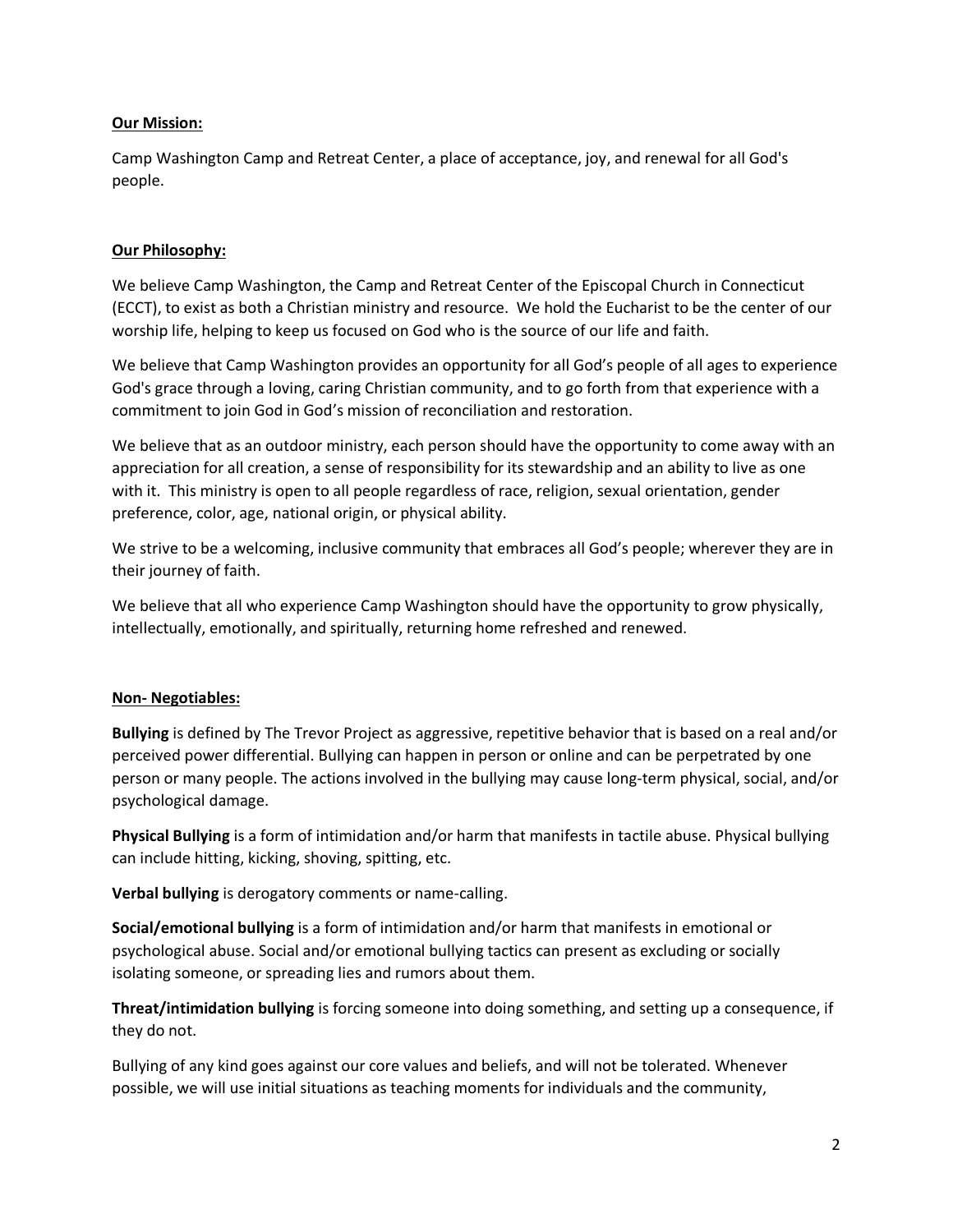**Our Mission:**

Camp Washington Camp and Retreat Center, a place of acceptance, joy, and renewal for all God's people.

**Our Philosophy:**

We believe Camp Washington, the Camp and Retreat Center of the Episcopal Church in Connecticut (ECCT), to exist as both a Christian ministry and resource. We hold the Eucharist to be the center of our worship life, helping to keep us focused on God who is the source of our life and faith.

We believe that Camp Washington provides an opportunity for all God's people of all ages to experience God's grace through a loving, caring Christian community, and to go forth from that experience with a commitment to join God in God's mission of reconciliation and restoration.

We believe that as an outdoor ministry, each person should have the opportunity to come away with an appreciation for all creation, a sense of responsibility for its stewardship and an ability to live as one with it. This ministry is open to all people regardless of race, religion, sexual orientation, gender preference, color, age, national origin, or physical ability.

We strive to be a welcoming, inclusive community that embraces all God's people; wherever they are in their journey of faith.

We believe that all who experience Camp Washington should have the opportunity to grow physically, intellectually, emotionally, and spiritually, returning home refreshed and renewed.

**Non- Negotiables:**

**Bullying** is defined by The Trevor Project as aggressive, repetitive behavior that is based on a real and/or perceived power differential. Bullying can happen in person or online and can be perpetrated by one person or many people. The actions involved in the bullying may cause long-term physical, social, and/or psychological damage.

**Physical Bullying** is a form of intimidation and/or harm that manifests in tactile abuse. Physical bullying can include hitting, kicking, shoving, spitting, etc.

**Verbal bullying** is derogatory comments or name-calling.

**Social/emotional bullying** is a form of intimidation and/or harm that manifests in emotional or psychological abuse. Social and/or emotional bullying tactics can present as excluding or socially isolating someone, or spreading lies and rumors about them.

**Threat/intimidation bullying** is forcing someone into doing something, and setting up a consequence, if they do not.

Bullying of any kind goes against our core values and beliefs, and will not be tolerated. Whenever possible, we will use initial situations as teaching moments for individuals and the community,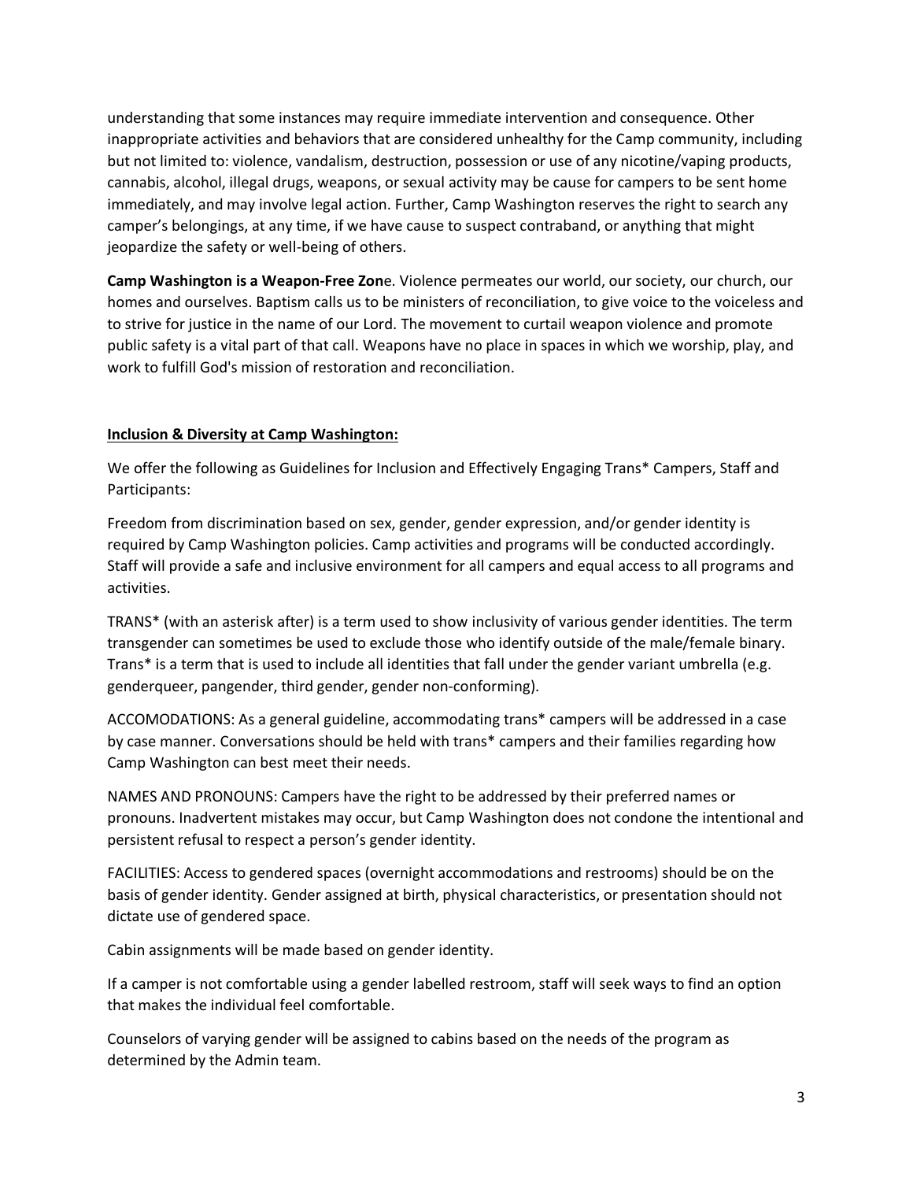understanding that some instances may require immediate intervention and consequence. Other inappropriate activities and behaviors that are considered unhealthy for the Camp community, including but not limited to: violence, vandalism, destruction, possession or use of any nicotine/vaping products, cannabis, alcohol, illegal drugs, weapons, or sexual activity may be cause for campers to be sent home immediately, and may involve legal action. Further, Camp Washington reserves the right to search any camper's belongings, at any time, if we have cause to suspect contraband, or anything that might jeopardize the safety or well-being of others.

**Camp Washington is a Weapon-Free Zon**e. Violence permeates our world, our society, our church, our homes and ourselves. Baptism calls us to be ministers of reconciliation, to give voice to the voiceless and to strive for justice in the name of our Lord. The movement to curtail weapon violence and promote public safety is a vital part of that call. Weapons have no place in spaces in which we worship, play, and work to fulfill God's mission of restoration and reconciliation.

**Inclusion & Diversity at Camp Washington:**

We offer the following as Guidelines for Inclusion and Effectively Engaging Trans* Campers, Staff and Participants:

Freedom from discrimination based on sex, gender, gender expression, and/or gender identity is required by Camp Washington policies. Camp activities and programs will be conducted accordingly. Staff will provide a safe and inclusive environment for all campers and equal access to all programs and activities.

TRANS* (with an asterisk after) is a term used to show inclusivity of various gender identities. The term transgender can sometimes be used to exclude those who identify outside of the male/female binary. Trans* is a term that is used to include all identities that fall under the gender variant umbrella (e.g. genderqueer, pangender, third gender, gender non-conforming).

ACCOMODATIONS: As a general guideline, accommodating trans* campers will be addressed in a case by case manner. Conversations should be held with trans* campers and their families regarding how Camp Washington can best meet their needs.

NAMES AND PRONOUNS: Campers have the right to be addressed by their preferred names or pronouns. Inadvertent mistakes may occur, but Camp Washington does not condone the intentional and persistent refusal to respect a person's gender identity.

FACILITIES: Access to gendered spaces (overnight accommodations and restrooms) should be on the basis of gender identity. Gender assigned at birth, physical characteristics, or presentation should not dictate use of gendered space.

Cabin assignments will be made based on gender identity.

If a camper is not comfortable using a gender labelled restroom, staff will seek ways to find an option that makes the individual feel comfortable.

Counselors of varying gender will be assigned to cabins based on the needs of the program as determined by the Admin team.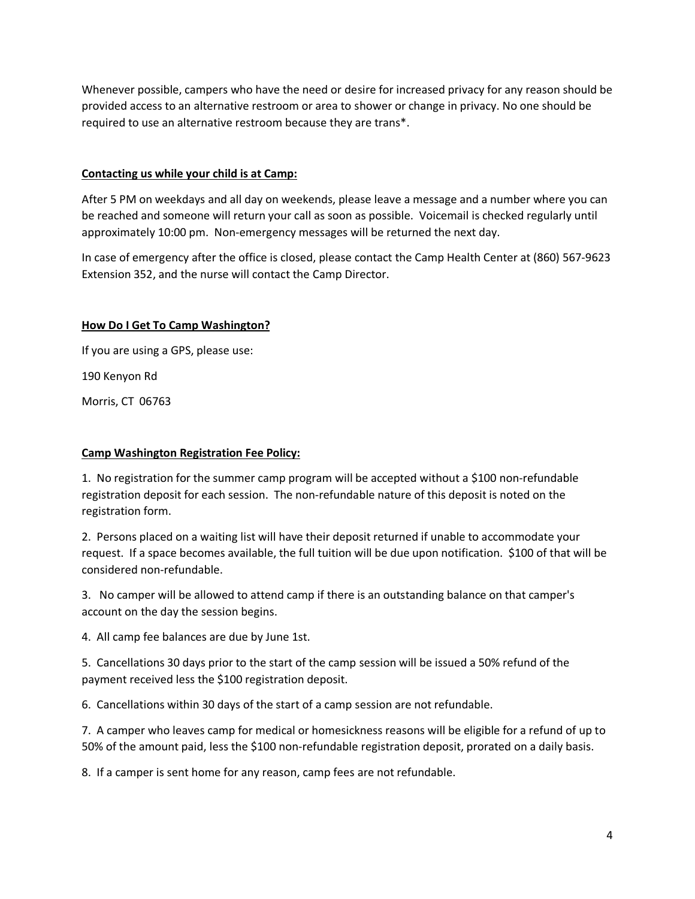Whenever possible, campers who have the need or desire for increased privacy for any reason should be provided access to an alternative restroom or area to shower or change in privacy. No one should be required to use an alternative restroom because they are trans*.

**Contacting us while your child is at Camp:**

After 5 PM on weekdays and all day on weekends, please leave a message and a number where you can be reached and someone will return your call as soon as possible. Voicemail is checked regularly until approximately 10:00 pm. Non-emergency messages will be returned the next day.

In case of emergency after the office is closed, please contact the Camp Health Center at (860) 567-9623 Extension 352, and the nurse will contact the Camp Director.

**How Do I Get To Camp Washington?**

If you are using a GPS, please use:

190 Kenyon Rd

Morris, CT 06763

**Camp Washington Registration Fee Policy:**

1. No registration for the summer camp program will be accepted without a $100 non-refundable registration deposit for each session. The non-refundable nature of this deposit is noted on the registration form.

2. Persons placed on a waiting list will have their deposit returned if unable to accommodate your request. If a space becomes available, the full tuition will be due upon notification. $100 of that will be considered non-refundable.

3. No camper will be allowed to attend camp if there is an outstanding balance on that camper's account on the day the session begins.

4. All camp fee balances are due by June 1st.

5. Cancellations 30 days prior to the start of the camp session will be issued a 50% refund of the payment received less the $100 registration deposit.

6. Cancellations within 30 days of the start of a camp session are not refundable.

7. A camper who leaves camp for medical or homesickness reasons will be eligible for a refund of up to 50% of the amount paid, less the $100 non-refundable registration deposit, prorated on a daily basis.

8. If a camper is sent home for any reason, camp fees are not refundable.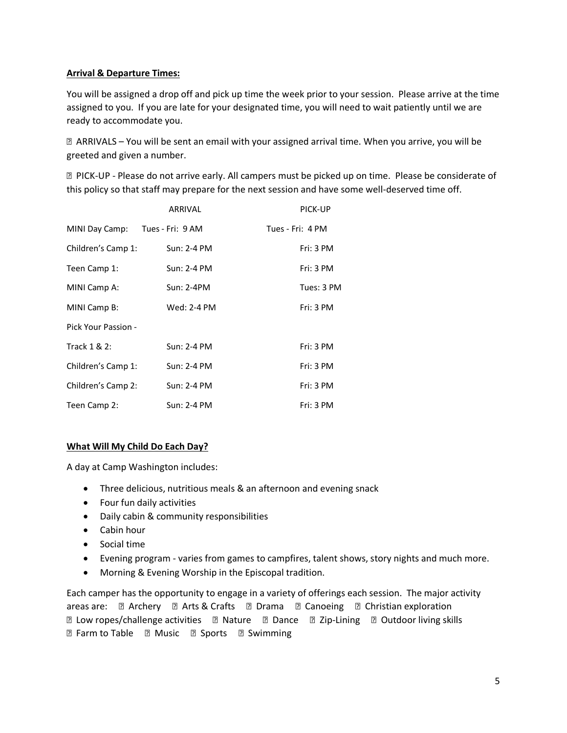**Arrival & Departure Times:**

You will be assigned a drop off and pick up time the week prior to your session. Please arrive at the time assigned to you. If you are late for your designated time, you will need to wait patiently until we are ready to accommodate you.

 ARRIVALS – You will be sent an email with your assigned arrival time. When you arrive, you will be greeted and given a number.

 PICK-UP - Please do not arrive early. All campers must be picked up on time. Please be considerate of this policy so that staff may prepare for the next session and have some well-deserved time off.

| | ARRIVAL | PICK-UP |
|---|---|---|
| MINI Day Camp: | Tues - Fri: 9 AM | Tues - Fri: 4 PM |
| Children's Camp 1: | Sun: 2-4 PM | Fri: 3 PM |
| Teen Camp 1: | Sun: 2-4 PM | Fri: 3 PM |
| MINI Camp A: | Sun: 2-4PM | Tues: 3 PM |
| MINI Camp B: | Wed: 2-4 PM | Fri: 3 PM |
| Pick Your Passion - | | |
| Track 1 & 2: | Sun: 2-4 PM | Fri: 3 PM |
| Children's Camp 1: | Sun: 2-4 PM | Fri: 3 PM |
| Children's Camp 2: | Sun: 2-4 PM | Fri: 3 PM |
| Teen Camp 2: | Sun: 2-4 PM | Fri: 3 PM |

**What Will My Child Do Each Day?**

A day at Camp Washington includes:

- Three delicious, nutritious meals & an afternoon and evening snack
- Four fun daily activities
- Daily cabin & community responsibilities
- Cabin hour
- Social time
- Evening program - varies from games to campfires, talent shows, story nights and much more.
- Morning & Evening Worship in the Episcopal tradition.

Each camper has the opportunity to engage in a variety of offerings each session. The major activity areas are:  Archery  Arts & Crafts  Drama  Canoeing  Christian exploration  Low ropes/challenge activities  Nature  Dance  Zip-Lining  Outdoor living skills  Farm to Table  Music  Sports  Swimming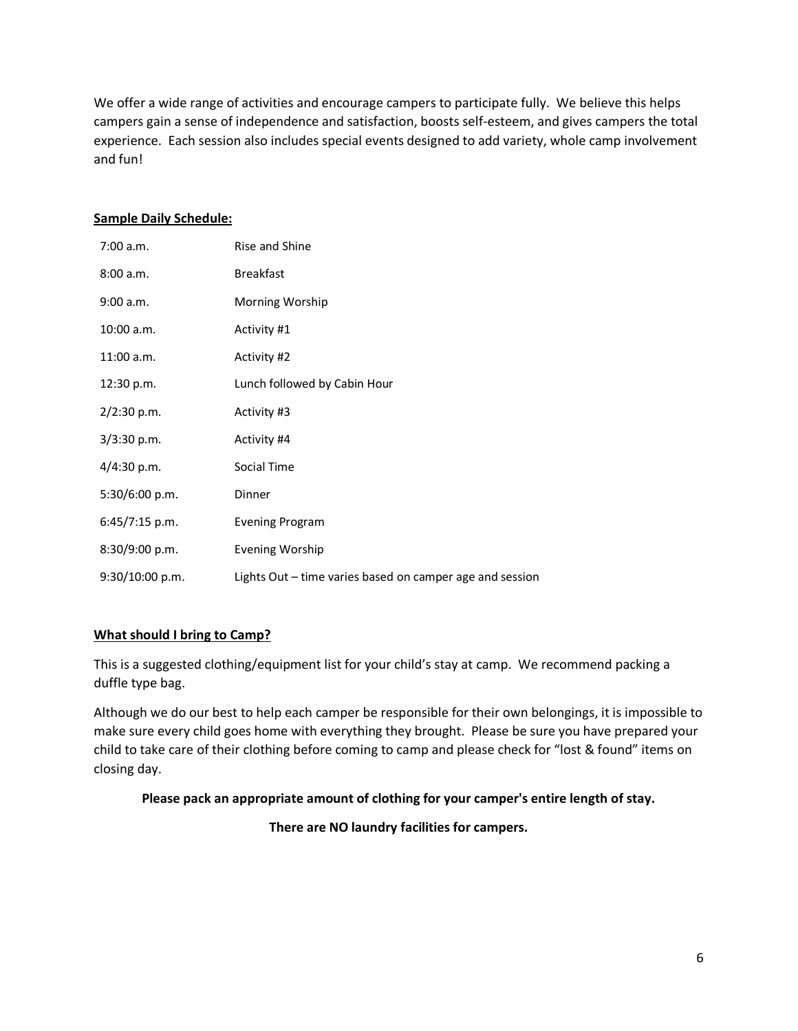We offer a wide range of activities and encourage campers to participate fully. We believe this helps campers gain a sense of independence and satisfaction, boosts self-esteem, and gives campers the total experience. Each session also includes special events designed to add variety, whole camp involvement and fun!

**Sample Daily Schedule:**

| | |
|---|---|
| 7:00 a.m. | Rise and Shine |
| 8:00 a.m. | Breakfast |
| 9:00 a.m. | Morning Worship |
| 10:00 a.m. | Activity #1 |
| 11:00 a.m. | Activity #2 |
| 12:30 p.m. | Lunch followed by Cabin Hour |
| 2/2:30 p.m. | Activity #3 |
| 3/3:30 p.m. | Activity #4 |
| 4/4:30 p.m. | Social Time |
| 5:30/6:00 p.m. | Dinner |
| 6:45/7:15 p.m. | Evening Program |
| 8:30/9:00 p.m. | Evening Worship |
| 9:30/10:00 p.m. | Lights Out – time varies based on camper age and session |

**What should I bring to Camp?**

This is a suggested clothing/equipment list for your child's stay at camp. We recommend packing a duffle type bag.

Although we do our best to help each camper be responsible for their own belongings, it is impossible to make sure every child goes home with everything they brought. Please be sure you have prepared your child to take care of their clothing before coming to camp and please check for "lost & found" items on closing day.

**Please pack an appropriate amount of clothing for your camper's entire length of stay.**

**There are NO laundry facilities for campers.**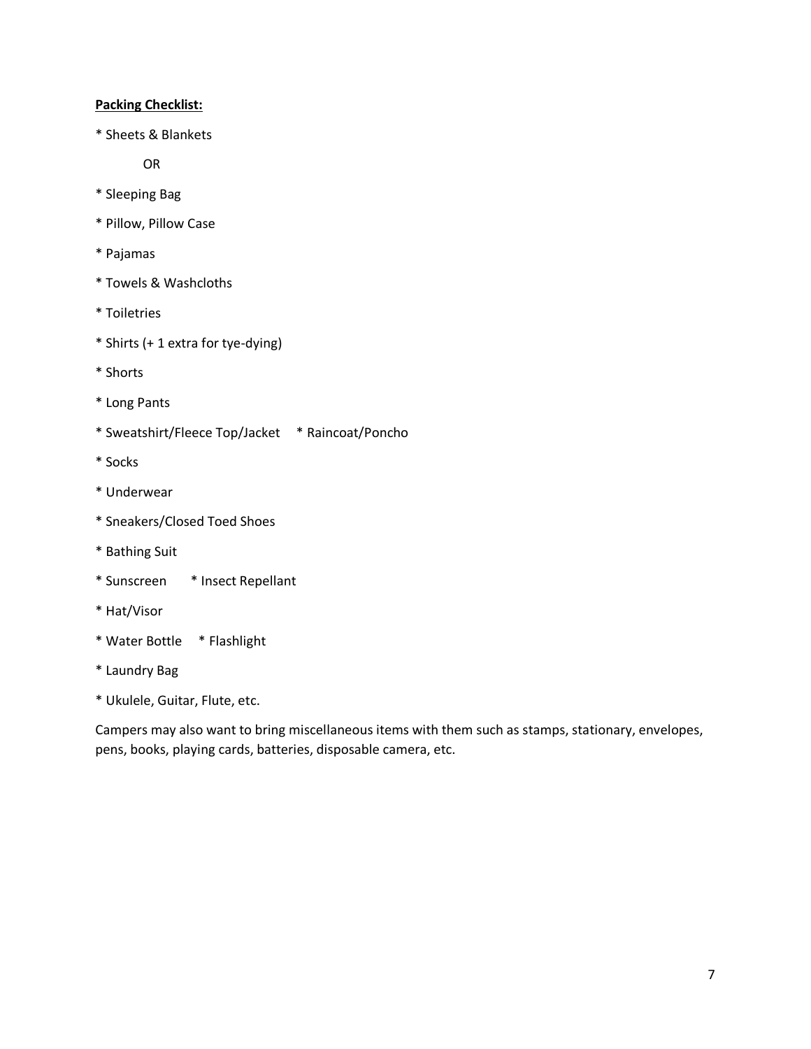**<u>Packing Checklist:</u>**

* Sheets & Blankets

OR

* Sleeping Bag

* Pillow, Pillow Case

* Pajamas

* Towels & Washcloths

* Toiletries

* Shirts (+ 1 extra for tye-dying)

* Shorts

* Long Pants

* Sweatshirt/Fleece Top/Jacket     * Raincoat/Poncho

* Socks

* Underwear

* Sneakers/Closed Toed Shoes

* Bathing Suit

* Sunscreen     * Insect Repellant

* Hat/Visor

* Water Bottle     * Flashlight

* Laundry Bag

* Ukulele, Guitar, Flute, etc.

Campers may also want to bring miscellaneous items with them such as stamps, stationary, envelopes, pens, books, playing cards, batteries, disposable camera, etc.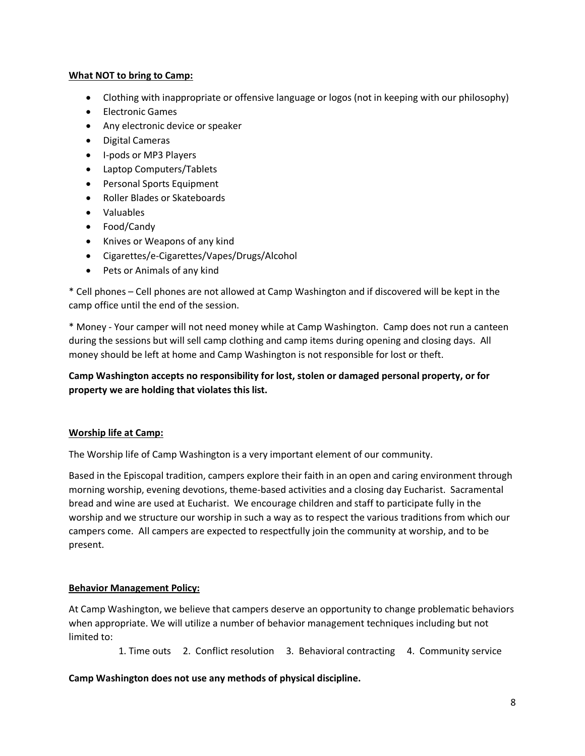**<u>What NOT to bring to Camp:</u>**

- Clothing with inappropriate or offensive language or logos (not in keeping with our philosophy)
- Electronic Games
- Any electronic device or speaker
- Digital Cameras
- I-pods or MP3 Players
- Laptop Computers/Tablets
- Personal Sports Equipment
- Roller Blades or Skateboards
- Valuables
- Food/Candy
- Knives or Weapons of any kind
- Cigarettes/e-Cigarettes/Vapes/Drugs/Alcohol
- Pets or Animals of any kind

* Cell phones – Cell phones are not allowed at Camp Washington and if discovered will be kept in the camp office until the end of the session.

* Money - Your camper will not need money while at Camp Washington. Camp does not run a canteen during the sessions but will sell camp clothing and camp items during opening and closing days. All money should be left at home and Camp Washington is not responsible for lost or theft.

**Camp Washington accepts no responsibility for lost, stolen or damaged personal property, or for property we are holding that violates this list.**

**<u>Worship life at Camp:</u>**

The Worship life of Camp Washington is a very important element of our community.

Based in the Episcopal tradition, campers explore their faith in an open and caring environment through morning worship, evening devotions, theme-based activities and a closing day Eucharist. Sacramental bread and wine are used at Eucharist. We encourage children and staff to participate fully in the worship and we structure our worship in such a way as to respect the various traditions from which our campers come. All campers are expected to respectfully join the community at worship, and to be present.

**<u>Behavior Management Policy:</u>**

At Camp Washington, we believe that campers deserve an opportunity to change problematic behaviors when appropriate. We will utilize a number of behavior management techniques including but not limited to:

1. Time outs 2. Conflict resolution 3. Behavioral contracting 4. Community service

**Camp Washington does not use any methods of physical discipline.**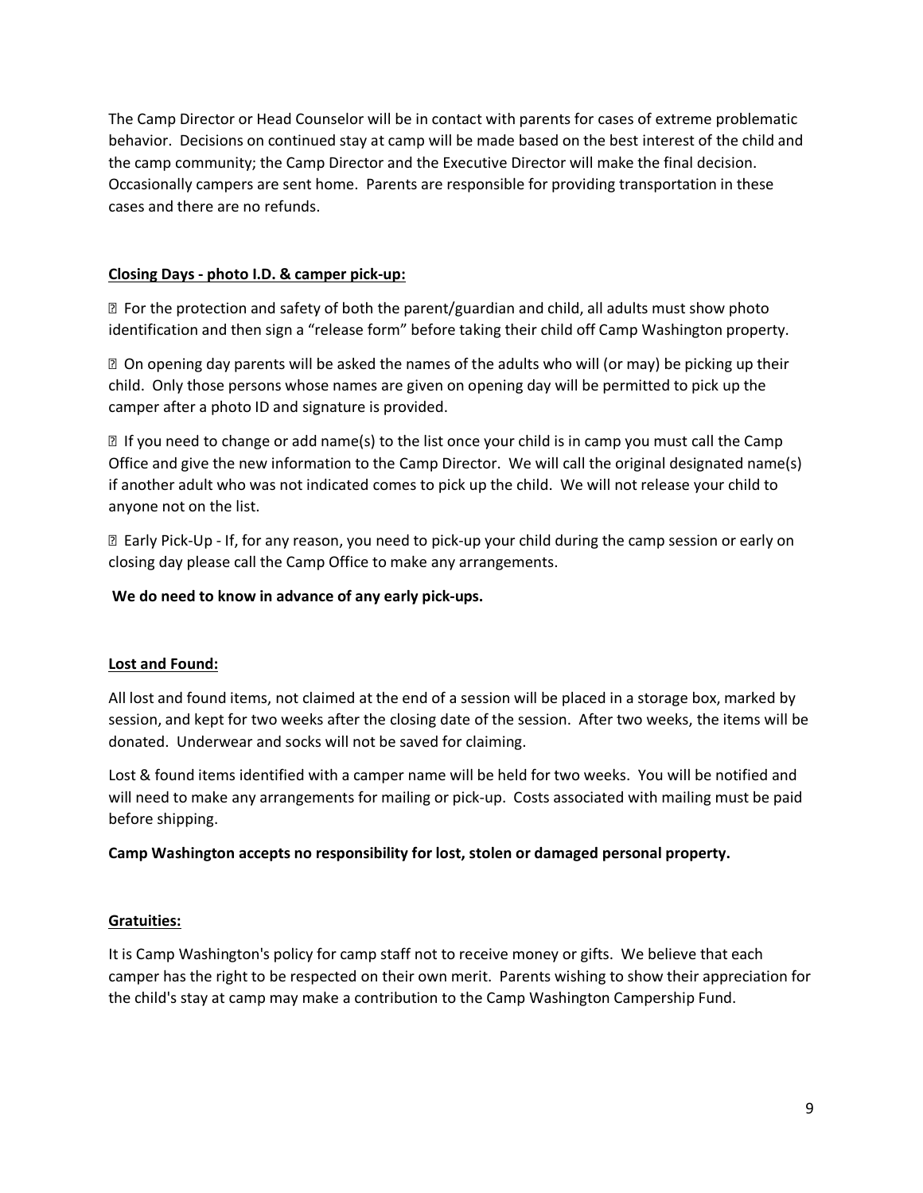The Camp Director or Head Counselor will be in contact with parents for cases of extreme problematic behavior. Decisions on continued stay at camp will be made based on the best interest of the child and the camp community; the Camp Director and the Executive Director will make the final decision. Occasionally campers are sent home. Parents are responsible for providing transportation in these cases and there are no refunds.

**Closing Days - photo I.D. & camper pick-up:**

- For the protection and safety of both the parent/guardian and child, all adults must show photo identification and then sign a "release form" before taking their child off Camp Washington property.

- On opening day parents will be asked the names of the adults who will (or may) be picking up their child. Only those persons whose names are given on opening day will be permitted to pick up the camper after a photo ID and signature is provided.

- If you need to change or add name(s) to the list once your child is in camp you must call the Camp Office and give the new information to the Camp Director. We will call the original designated name(s) if another adult who was not indicated comes to pick up the child. We will not release your child to anyone not on the list.

- Early Pick-Up - If, for any reason, you need to pick-up your child during the camp session or early on closing day please call the Camp Office to make any arrangements.

**We do need to know in advance of any early pick-ups.**

**Lost and Found:**

All lost and found items, not claimed at the end of a session will be placed in a storage box, marked by session, and kept for two weeks after the closing date of the session. After two weeks, the items will be donated. Underwear and socks will not be saved for claiming.

Lost & found items identified with a camper name will be held for two weeks. You will be notified and will need to make any arrangements for mailing or pick-up. Costs associated with mailing must be paid before shipping.

**Camp Washington accepts no responsibility for lost, stolen or damaged personal property.**

**Gratuities:**

It is Camp Washington's policy for camp staff not to receive money or gifts. We believe that each camper has the right to be respected on their own merit. Parents wishing to show their appreciation for the child's stay at camp may make a contribution to the Camp Washington Campership Fund.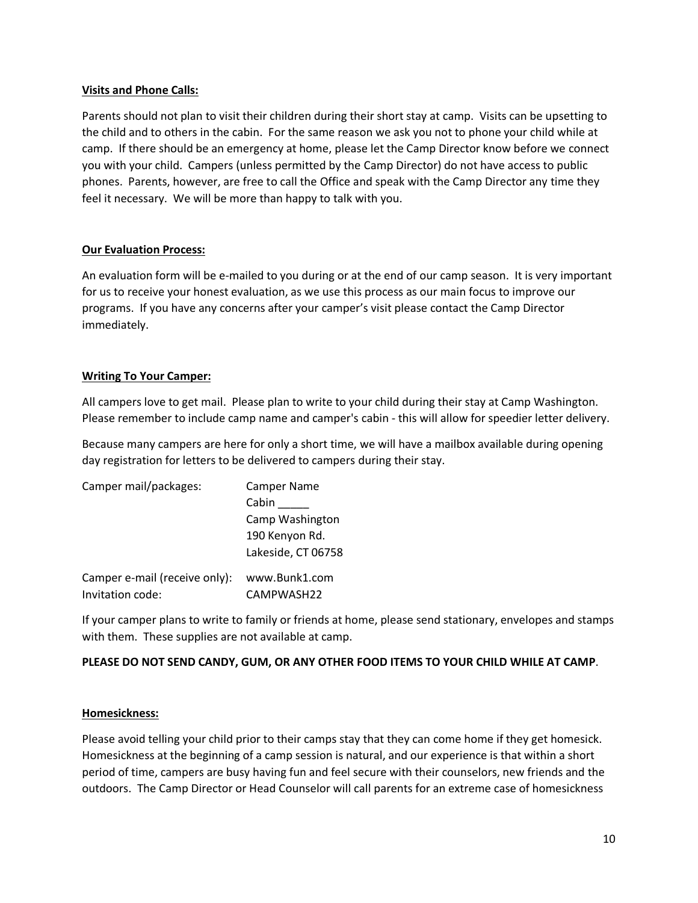**Visits and Phone Calls:**

Parents should not plan to visit their children during their short stay at camp. Visits can be upsetting to the child and to others in the cabin. For the same reason we ask you not to phone your child while at camp. If there should be an emergency at home, please let the Camp Director know before we connect you with your child. Campers (unless permitted by the Camp Director) do not have access to public phones. Parents, however, are free to call the Office and speak with the Camp Director any time they feel it necessary. We will be more than happy to talk with you.

**Our Evaluation Process:**

An evaluation form will be e-mailed to you during or at the end of our camp season. It is very important for us to receive your honest evaluation, as we use this process as our main focus to improve our programs. If you have any concerns after your camper's visit please contact the Camp Director immediately.

**Writing To Your Camper:**

All campers love to get mail. Please plan to write to your child during their stay at Camp Washington. Please remember to include camp name and camper's cabin - this will allow for speedier letter delivery.

Because many campers are here for only a short time, we will have a mailbox available during opening day registration for letters to be delivered to campers during their stay.

Camper mail/packages:
Camper Name
Cabin _____
Camp Washington
190 Kenyon Rd.
Lakeside, CT 06758

Camper e-mail (receive only): www.Bunk1.com
Invitation code: CAMPWASH22

If your camper plans to write to family or friends at home, please send stationary, envelopes and stamps with them. These supplies are not available at camp.

**PLEASE DO NOT SEND CANDY, GUM, OR ANY OTHER FOOD ITEMS TO YOUR CHILD WHILE AT CAMP**.

**Homesickness:**

Please avoid telling your child prior to their camps stay that they can come home if they get homesick. Homesickness at the beginning of a camp session is natural, and our experience is that within a short period of time, campers are busy having fun and feel secure with their counselors, new friends and the outdoors. The Camp Director or Head Counselor will call parents for an extreme case of homesickness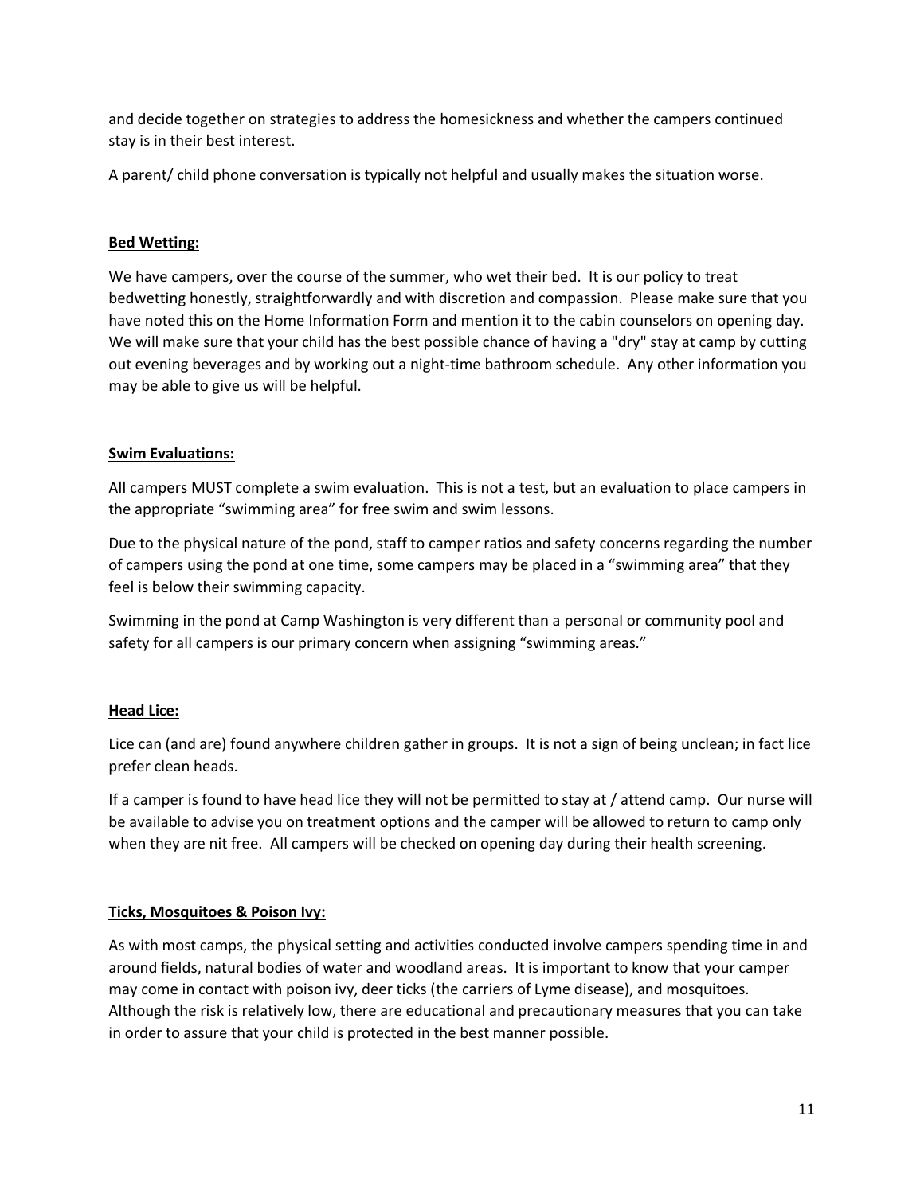and decide together on strategies to address the homesickness and whether the campers continued stay is in their best interest.

A parent/ child phone conversation is typically not helpful and usually makes the situation worse.

**Bed Wetting:**

We have campers, over the course of the summer, who wet their bed. It is our policy to treat bedwetting honestly, straightforwardly and with discretion and compassion. Please make sure that you have noted this on the Home Information Form and mention it to the cabin counselors on opening day. We will make sure that your child has the best possible chance of having a "dry" stay at camp by cutting out evening beverages and by working out a night-time bathroom schedule. Any other information you may be able to give us will be helpful.

**Swim Evaluations:**

All campers MUST complete a swim evaluation. This is not a test, but an evaluation to place campers in the appropriate "swimming area" for free swim and swim lessons.

Due to the physical nature of the pond, staff to camper ratios and safety concerns regarding the number of campers using the pond at one time, some campers may be placed in a "swimming area" that they feel is below their swimming capacity.

Swimming in the pond at Camp Washington is very different than a personal or community pool and safety for all campers is our primary concern when assigning "swimming areas."

**Head Lice:**

Lice can (and are) found anywhere children gather in groups. It is not a sign of being unclean; in fact lice prefer clean heads.

If a camper is found to have head lice they will not be permitted to stay at / attend camp. Our nurse will be available to advise you on treatment options and the camper will be allowed to return to camp only when they are nit free. All campers will be checked on opening day during their health screening.

**Ticks, Mosquitoes & Poison Ivy:**

As with most camps, the physical setting and activities conducted involve campers spending time in and around fields, natural bodies of water and woodland areas. It is important to know that your camper may come in contact with poison ivy, deer ticks (the carriers of Lyme disease), and mosquitoes. Although the risk is relatively low, there are educational and precautionary measures that you can take in order to assure that your child is protected in the best manner possible.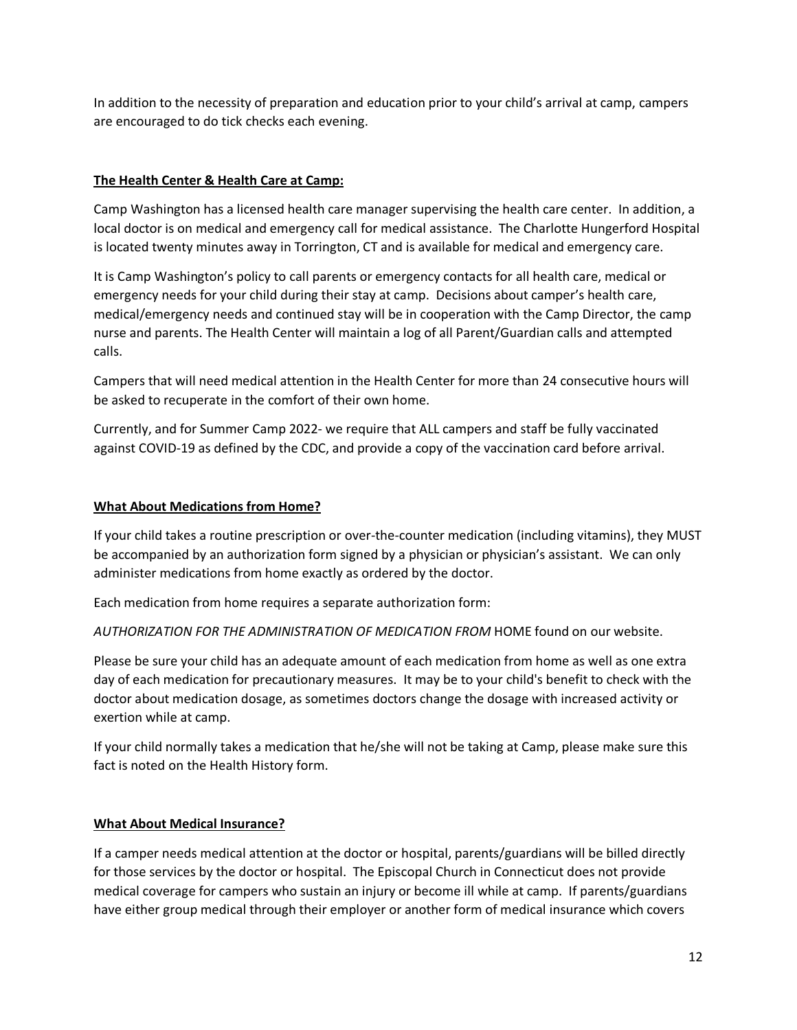In addition to the necessity of preparation and education prior to your child's arrival at camp, campers are encouraged to do tick checks each evening.

## **The Health Center & Health Care at Camp:**

Camp Washington has a licensed health care manager supervising the health care center. In addition, a local doctor is on medical and emergency call for medical assistance. The Charlotte Hungerford Hospital is located twenty minutes away in Torrington, CT and is available for medical and emergency care.

It is Camp Washington's policy to call parents or emergency contacts for all health care, medical or emergency needs for your child during their stay at camp. Decisions about camper's health care, medical/emergency needs and continued stay will be in cooperation with the Camp Director, the camp nurse and parents. The Health Center will maintain a log of all Parent/Guardian calls and attempted calls.

Campers that will need medical attention in the Health Center for more than 24 consecutive hours will be asked to recuperate in the comfort of their own home.

Currently, and for Summer Camp 2022- we require that ALL campers and staff be fully vaccinated against COVID-19 as defined by the CDC, and provide a copy of the vaccination card before arrival.

## **What About Medications from Home?**

If your child takes a routine prescription or over-the-counter medication (including vitamins), they MUST be accompanied by an authorization form signed by a physician or physician's assistant. We can only administer medications from home exactly as ordered by the doctor.

Each medication from home requires a separate authorization form:

*AUTHORIZATION FOR THE ADMINISTRATION OF MEDICATION FROM* HOME found on our website.

Please be sure your child has an adequate amount of each medication from home as well as one extra day of each medication for precautionary measures. It may be to your child's benefit to check with the doctor about medication dosage, as sometimes doctors change the dosage with increased activity or exertion while at camp.

If your child normally takes a medication that he/she will not be taking at Camp, please make sure this fact is noted on the Health History form.

## **What About Medical Insurance?**

If a camper needs medical attention at the doctor or hospital, parents/guardians will be billed directly for those services by the doctor or hospital. The Episcopal Church in Connecticut does not provide medical coverage for campers who sustain an injury or become ill while at camp. If parents/guardians have either group medical through their employer or another form of medical insurance which covers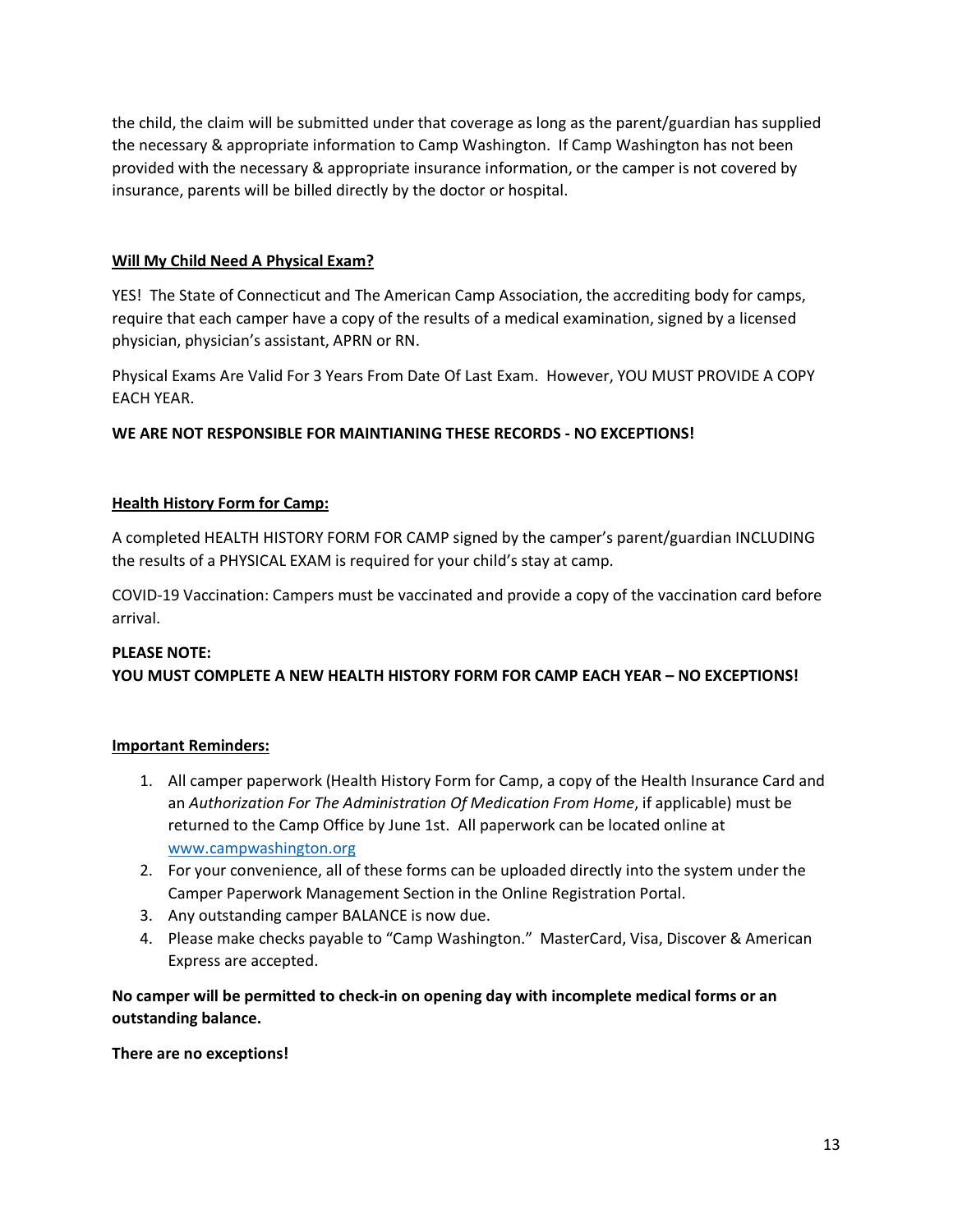the child, the claim will be submitted under that coverage as long as the parent/guardian has supplied the necessary & appropriate information to Camp Washington. If Camp Washington has not been provided with the necessary & appropriate insurance information, or the camper is not covered by insurance, parents will be billed directly by the doctor or hospital.

## Will My Child Need A Physical Exam?

YES! The State of Connecticut and The American Camp Association, the accrediting body for camps, require that each camper have a copy of the results of a medical examination, signed by a licensed physician, physician's assistant, APRN or RN.

Physical Exams Are Valid For 3 Years From Date Of Last Exam. However, YOU MUST PROVIDE A COPY EACH YEAR.

**WE ARE NOT RESPONSIBLE FOR MAINTIANING THESE RECORDS - NO EXCEPTIONS!**

## Health History Form for Camp:

A completed HEALTH HISTORY FORM FOR CAMP signed by the camper's parent/guardian INCLUDING the results of a PHYSICAL EXAM is required for your child's stay at camp.

COVID-19 Vaccination: Campers must be vaccinated and provide a copy of the vaccination card before arrival.

**PLEASE NOTE:**
**YOU MUST COMPLETE A NEW HEALTH HISTORY FORM FOR CAMP EACH YEAR – NO EXCEPTIONS!**

## Important Reminders:

1. All camper paperwork (Health History Form for Camp, a copy of the Health Insurance Card and an *Authorization For The Administration Of Medication From Home*, if applicable) must be returned to the Camp Office by June 1st. All paperwork can be located online at www.campwashington.org
2. For your convenience, all of these forms can be uploaded directly into the system under the Camper Paperwork Management Section in the Online Registration Portal.
3. Any outstanding camper BALANCE is now due.
4. Please make checks payable to "Camp Washington." MasterCard, Visa, Discover & American Express are accepted.

**No camper will be permitted to check-in on opening day with incomplete medical forms or an outstanding balance.**

**There are no exceptions!**